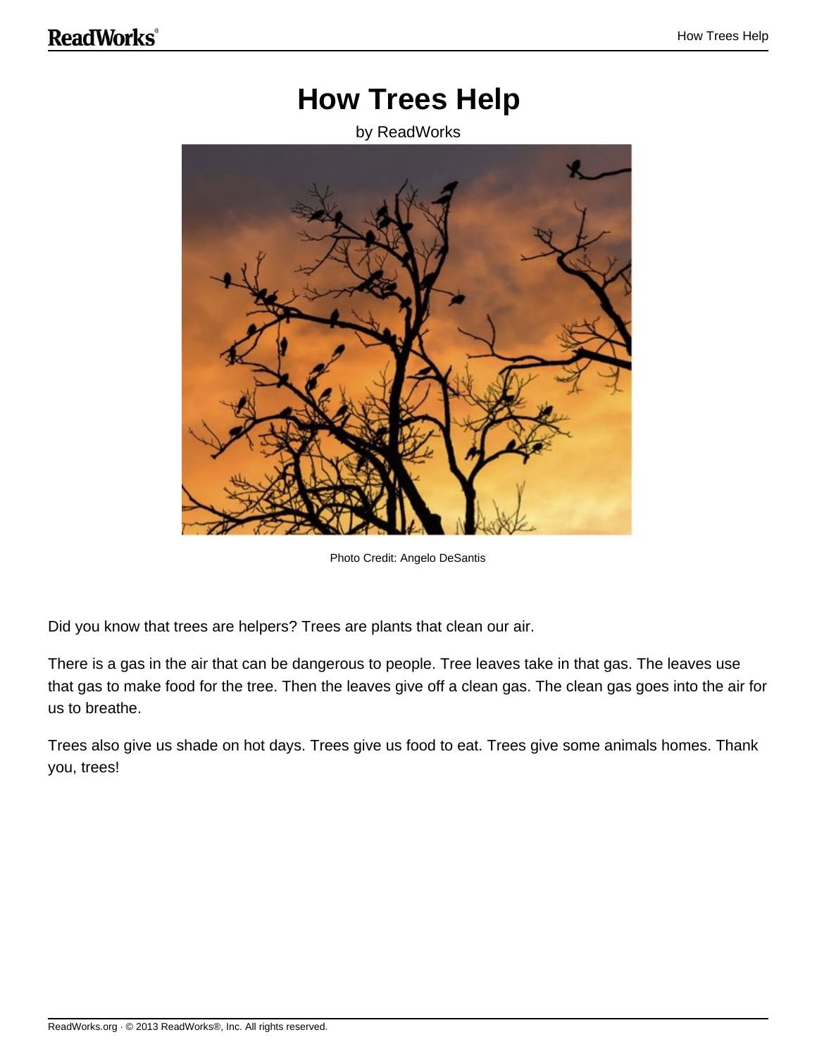# How Trees Help

by ReadWorks

Photo Credit: Angelo DeSantis

Did you know that trees are helpers? Trees are plants that clean our air.

There is a gas in the air that can be dangerous to people. Tree leaves take in that gas. The leaves use that gas to make food for the tree. Then the leaves give off a clean gas. The clean gas goes into the air for us to breathe.

Trees also give us shade on hot days. Trees give us food to eat. Trees give some animals homes. Thank you, trees!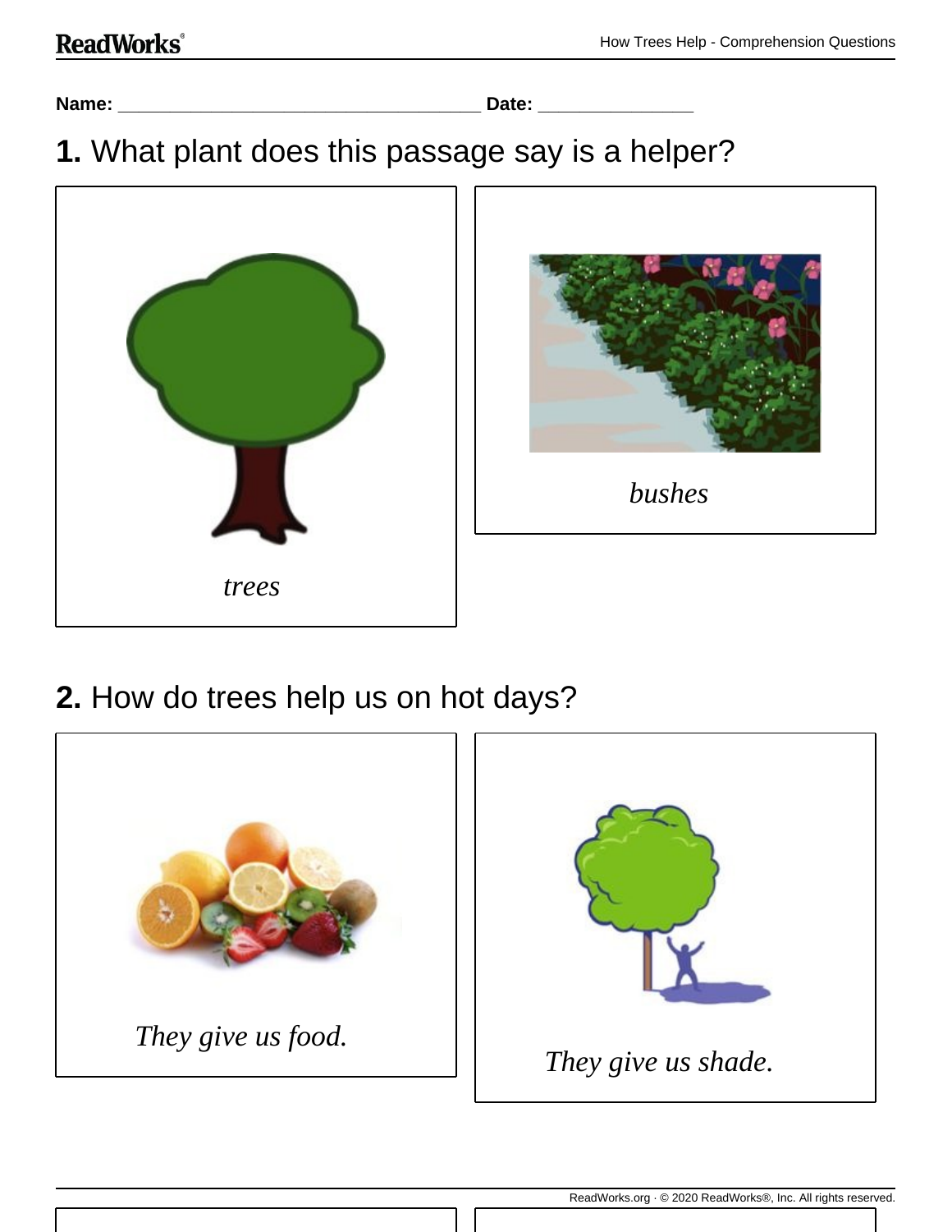Name: ___________________________________ Date: _______________

**1.** What plant does this passage say is a helper?

*trees*

*bushes*

**2.** How do trees help us on hot days?

*They give us food.*

*They give us shade.*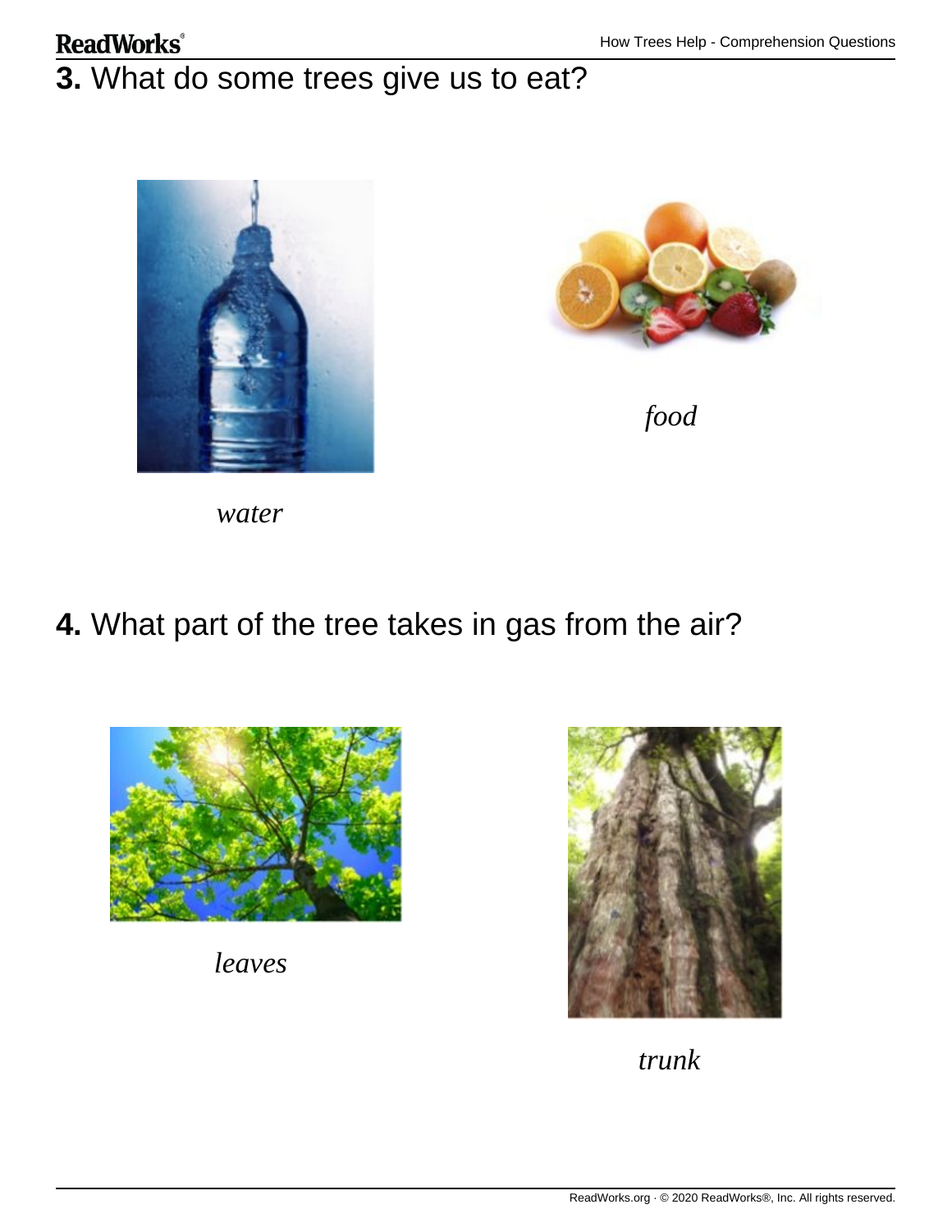**3.** What do some trees give us to eat?

*water*

*food*

**4.** What part of the tree takes in gas from the air?

*leaves*

*trunk*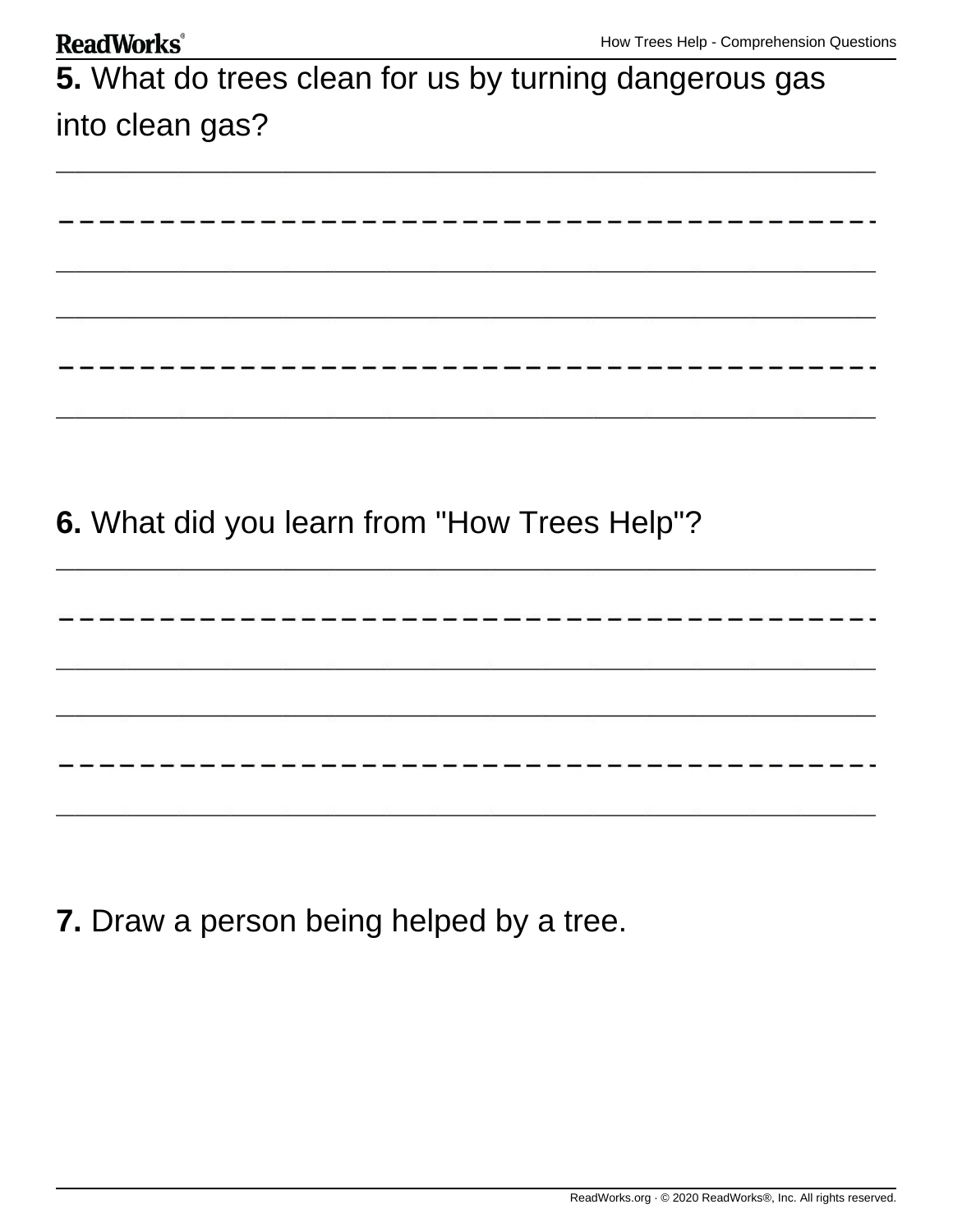**5.** What do trees clean for us by turning dangerous gas into clean gas?

**6.** What did you learn from "How Trees Help"?

**7.** Draw a person being helped by a tree.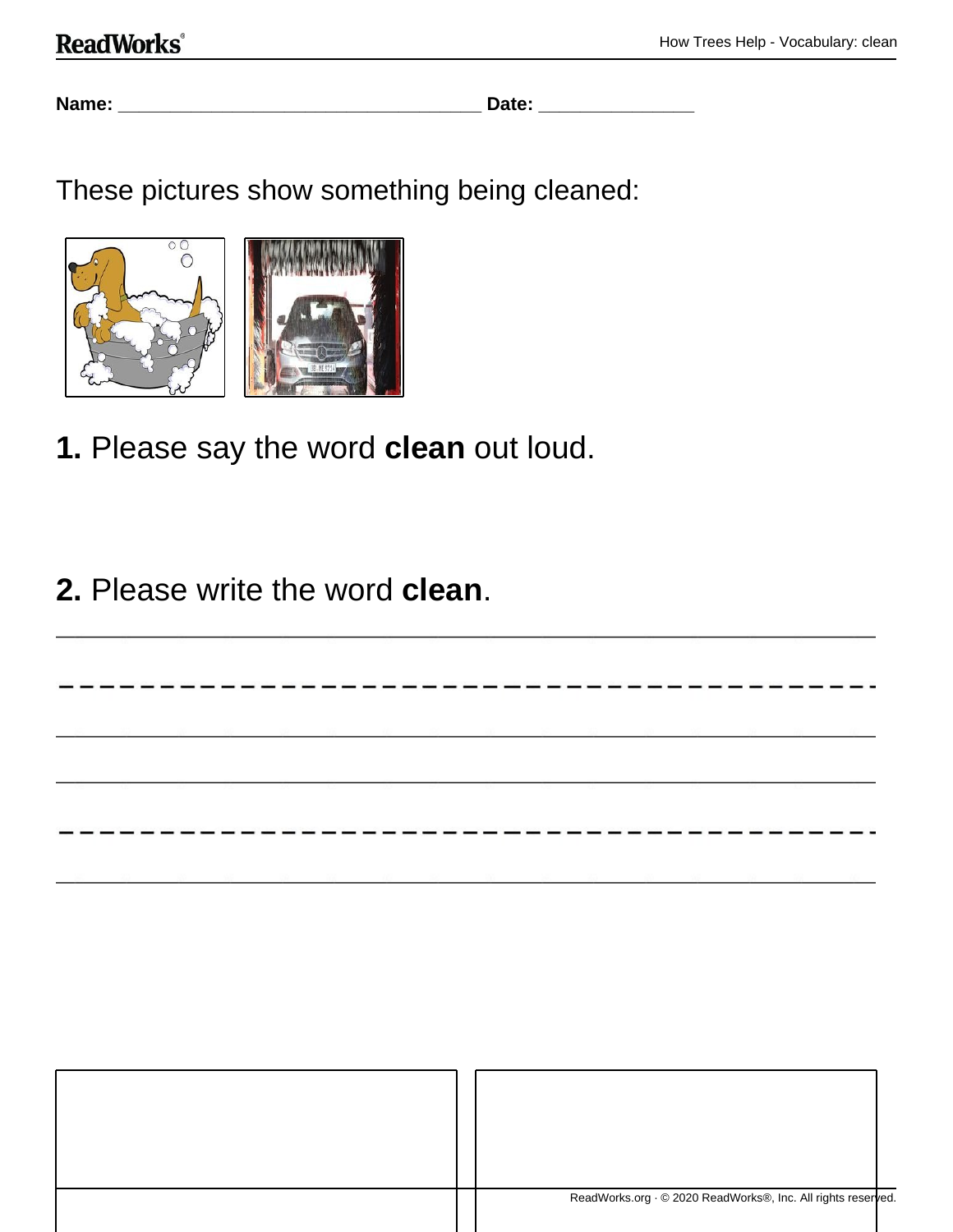Name: ___________________________________ Date: _______________

These pictures show something being cleaned:

**1.** Please say the word **clean** out loud.

**2.** Please write the word **clean**.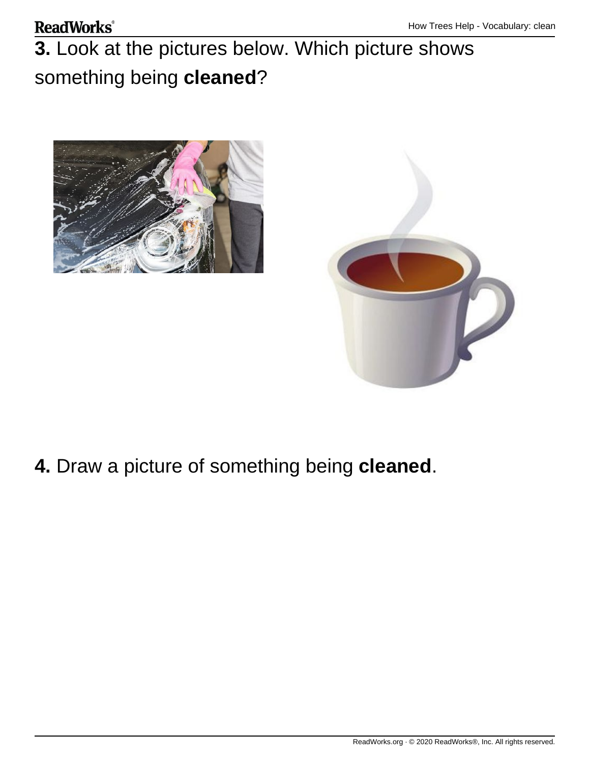**3.** Look at the pictures below. Which picture shows something being **cleaned**?

**4.** Draw a picture of something being **cleaned**.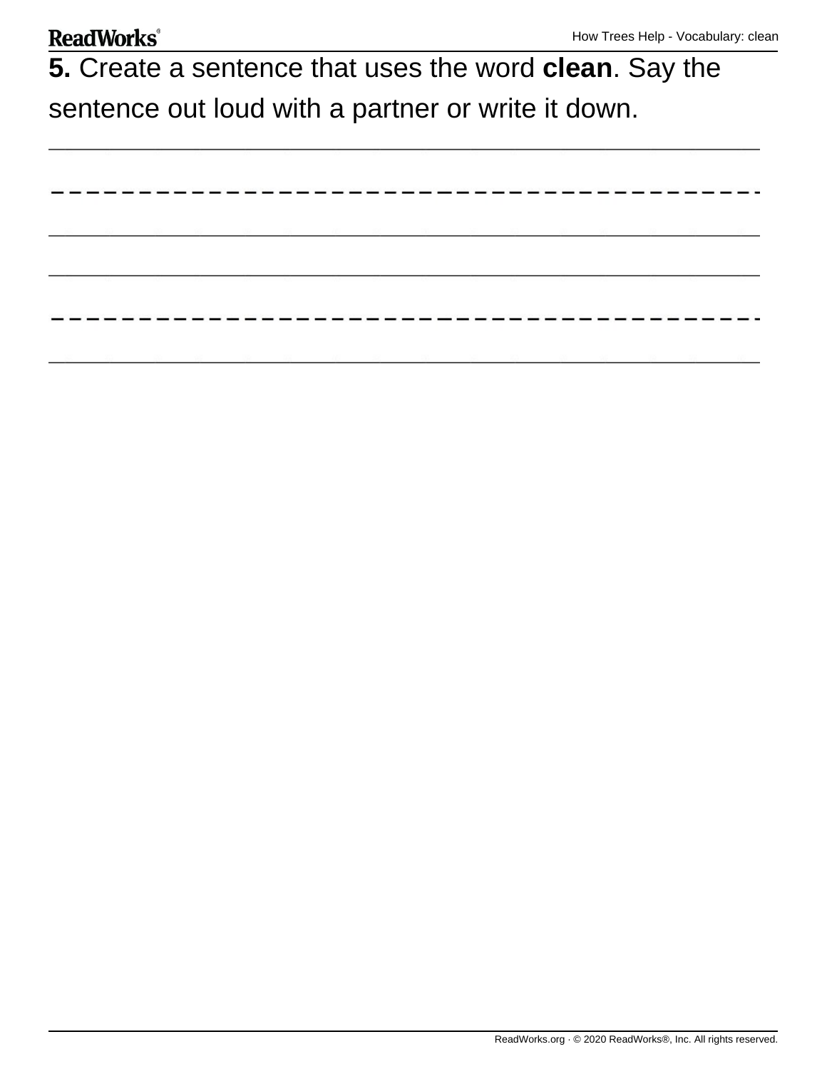**5.** Create a sentence that uses the word **clean**. Say the sentence out loud with a partner or write it down.